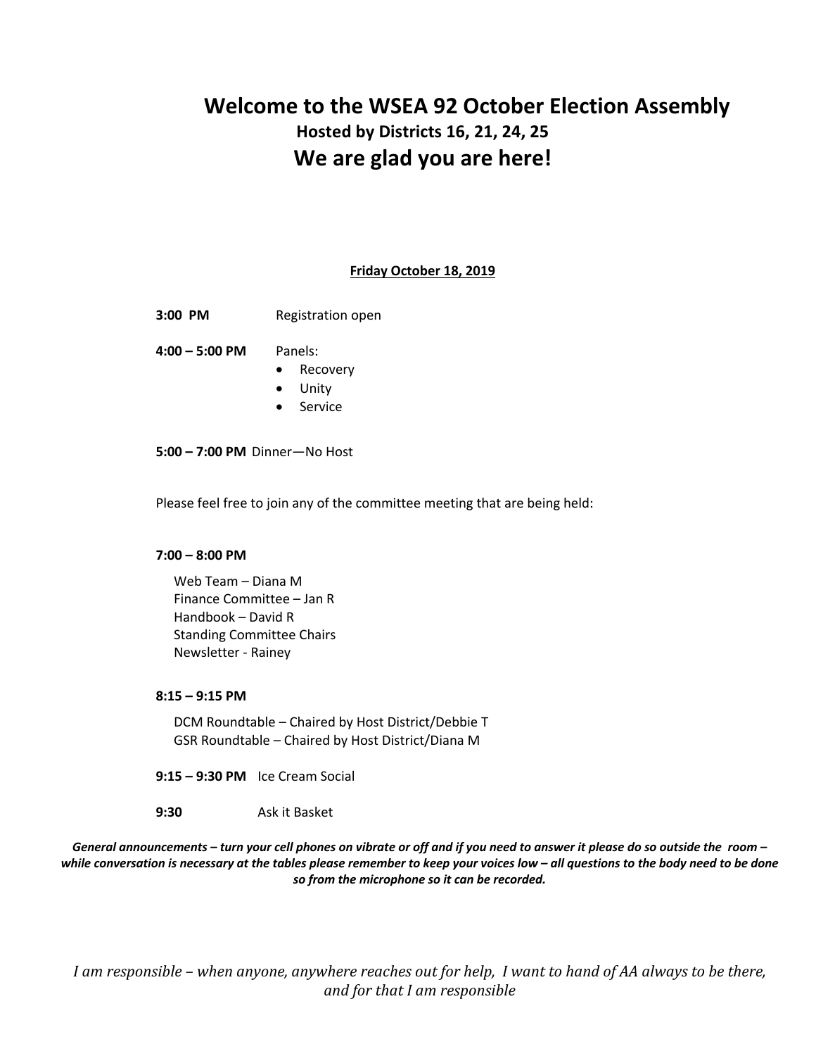# Welcome to the WSEA 92 October Election Assembly

### Hosted by Districts 16, 21, 24, 25

## We are glad you are here!

**Friday October 18, 2019**

**3:00 PM** Registration open

**4:00 – 5:00 PM** Panels:

- Recovery
- Unity
- Service

**5:00 – 7:00 PM** Dinner—No Host

Please feel free to join any of the committee meeting that are being held:

**7:00 – 8:00 PM**

Web Team – Diana M
Finance Committee – Jan R
Handbook – David R
Standing Committee Chairs
Newsletter - Rainey

**8:15 – 9:15 PM**

DCM Roundtable – Chaired by Host District/Debbie T
GSR Roundtable – Chaired by Host District/Diana M

**9:15 – 9:30 PM** Ice Cream Social

**9:30** Ask it Basket

***General announcements – turn your cell phones on vibrate or off and if you need to answer it please do so outside the room – while conversation is necessary at the tables please remember to keep your voices low – all questions to the body need to be done so from the microphone so it can be recorded.***

*I am responsible – when anyone, anywhere reaches out for help, I want to hand of AA always to be there, and for that I am responsible*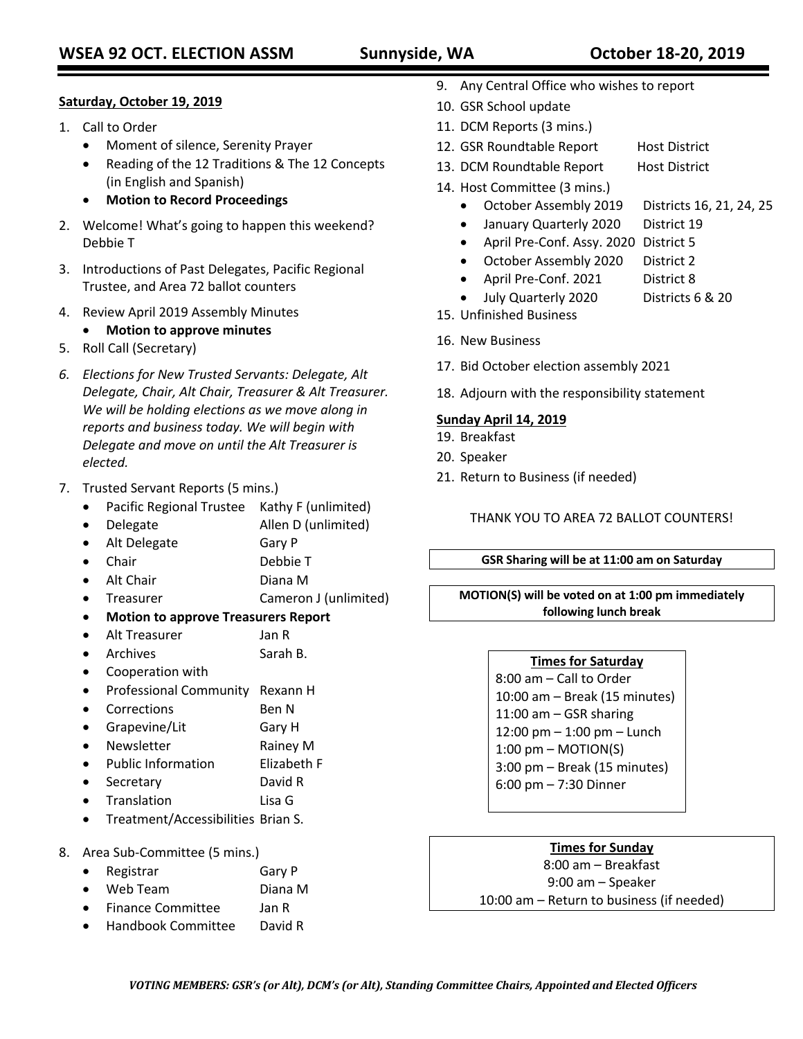# WSEA 92 OCT. ELECTION ASSM — Sunnyside, WA — October 18-20, 2019

**Saturday, October 19, 2019**

1. Call to Order
   - Moment of silence, Serenity Prayer
   - Reading of the 12 Traditions & The 12 Concepts (in English and Spanish)
   - **Motion to Record Proceedings**
2. Welcome! What's going to happen this weekend? Debbie T
3. Introductions of Past Delegates, Pacific Regional Trustee, and Area 72 ballot counters
4. Review April 2019 Assembly Minutes
   - **Motion to approve minutes**
5. Roll Call (Secretary)
6. *Elections for New Trusted Servants: Delegate, Alt Delegate, Chair, Alt Chair, Treasurer & Alt Treasurer. We will be holding elections as we move along in reports and business today. We will begin with Delegate and move on until the Alt Treasurer is elected.*
7. Trusted Servant Reports (5 mins.)
   - Pacific Regional Trustee — Kathy F (unlimited)
   - Delegate — Allen D (unlimited)
   - Alt Delegate — Gary P
   - Chair — Debbie T
   - Alt Chair — Diana M
   - Treasurer — Cameron J (unlimited)
   - **Motion to approve Treasurers Report**
   - Alt Treasurer — Jan R
   - Archives — Sarah B.
   - Cooperation with
   - Professional Community — Rexann H
   - Corrections — Ben N
   - Grapevine/Lit — Gary H
   - Newsletter — Rainey M
   - Public Information — Elizabeth F
   - Secretary — David R
   - Translation — Lisa G
   - Treatment/Accessibilities — Brian S.
8. Area Sub-Committee (5 mins.)
   - Registrar — Gary P
   - Web Team — Diana M
   - Finance Committee — Jan R
   - Handbook Committee — David R
9. Any Central Office who wishes to report
10. GSR School update
11. DCM Reports (3 mins.)
12. GSR Roundtable Report — Host District
13. DCM Roundtable Report — Host District
14. Host Committee (3 mins.)
    - October Assembly 2019 — Districts 16, 21, 24, 25
    - January Quarterly 2020 — District 19
    - April Pre-Conf. Assy. 2020 — District 5
    - October Assembly 2020 — District 2
    - April Pre-Conf. 2021 — District 8
    - July Quarterly 2020 — Districts 6 & 20
15. Unfinished Business
16. New Business
17. Bid October election assembly 2021
18. Adjourn with the responsibility statement

**Sunday April 14, 2019**

19. Breakfast
20. Speaker
21. Return to Business (if needed)

THANK YOU TO AREA 72 BALLOT COUNTERS!

**GSR Sharing will be at 11:00 am on Saturday**

**MOTION(S) will be voted on at 1:00 pm immediately following lunch break**

**Times for Saturday**

8:00 am – Call to Order
10:00 am – Break (15 minutes)
11:00 am – GSR sharing
12:00 pm – 1:00 pm – Lunch
1:00 pm – MOTION(S)
3:00 pm – Break (15 minutes)
6:00 pm – 7:30 Dinner

**Times for Sunday**

8:00 am – Breakfast
9:00 am – Speaker
10:00 am – Return to business (if needed)

***VOTING MEMBERS: GSR's (or Alt), DCM's (or Alt), Standing Committee Chairs, Appointed and Elected Officers***